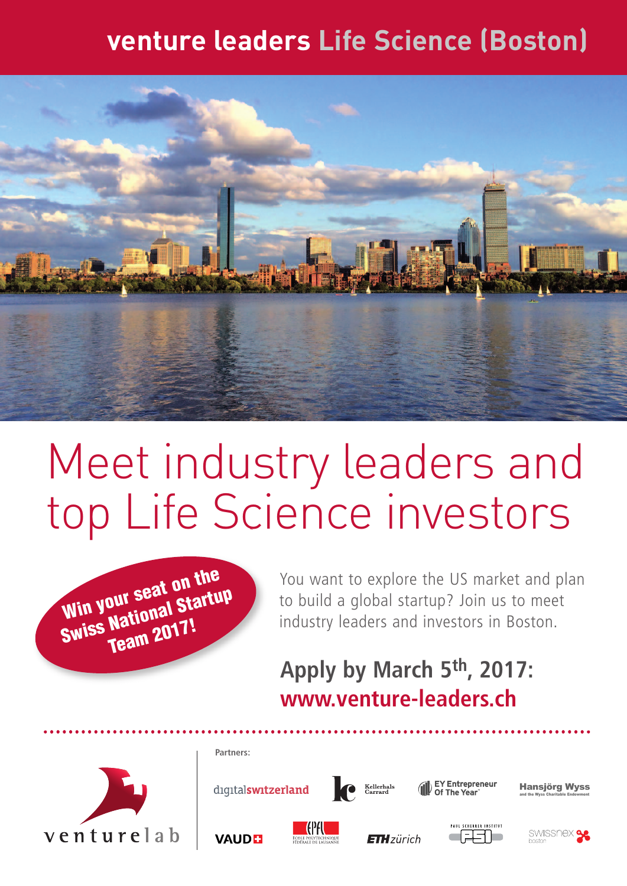# venture leaders Life Science (Boston)

# Meet industry leaders and top Life Science investors

**Win your seat on the Swiss National Startup Team 2017!**

You want to explore the US market and plan to build a global startup? Join us to meet industry leaders and investors in Boston.

**Apply by March 5th, 2017:**
**www.venture-leaders.ch**

venturelab

Partners:

digitalswitzerland · Kellerhals Carrard · EY Entrepreneur Of The Year · Hansjörg Wyss and the Wyss Charitable Endowment · VAUD · EPFL École Polytechnique Fédérale de Lausanne · ETH zürich · Paul Scherrer Institut PSI · swissnex boston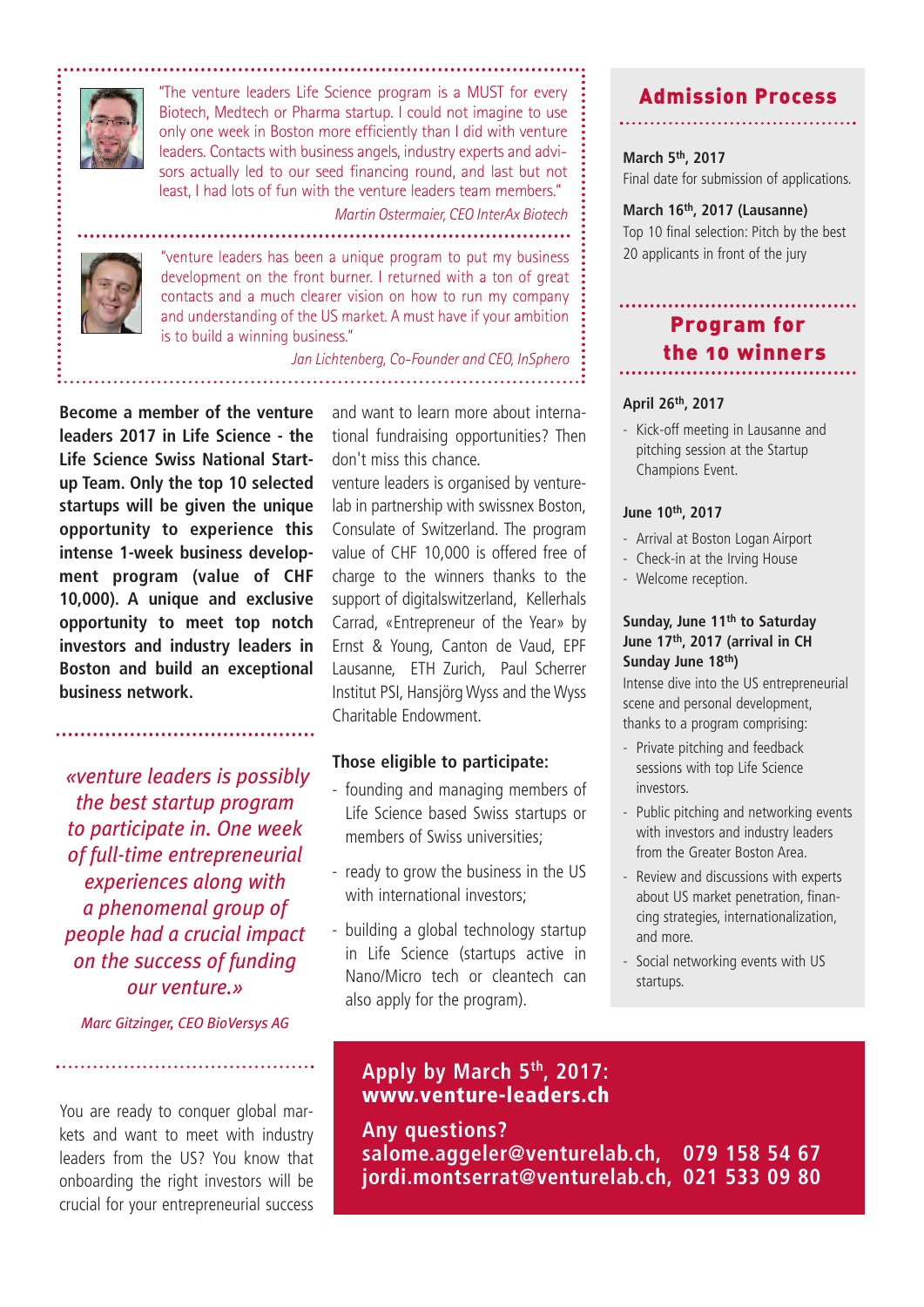"The venture leaders Life Science program is a MUST for every Biotech, Medtech or Pharma startup. I could not imagine to use only one week in Boston more efficiently than I did with venture leaders. Contacts with business angels, industry experts and advisors actually led to our seed financing round, and last but not least, I had lots of fun with the venture leaders team members."

*Martin Ostermaier, CEO InterAx Biotech*

"venture leaders has been a unique program to put my business development on the front burner. I returned with a ton of great contacts and a much clearer vision on how to run my company and understanding of the US market. A must have if your ambition is to build a winning business."

*Jan Lichtenberg, Co-Founder and CEO, InSphero*

**Become a member of the venture leaders 2017 in Life Science - the Life Science Swiss National Startup Team. Only the top 10 selected startups will be given the unique opportunity to experience this intense 1-week business development program (value of CHF 10,000). A unique and exclusive opportunity to meet top notch investors and industry leaders in Boston and build an exceptional business network.**

*«venture leaders is possibly the best startup program to participate in. One week of full-time entrepreneurial experiences along with a phenomenal group of people had a crucial impact on the success of funding our venture.»*

*Marc Gitzinger, CEO BioVersys AG*

You are ready to conquer global markets and want to meet with industry leaders from the US? You know that onboarding the right investors will be crucial for your entrepreneurial success and want to learn more about international fundraising opportunities? Then don't miss this chance.

venture leaders is organised by venturelab in partnership with swissnex Boston, Consulate of Switzerland. The program value of CHF 10,000 is offered free of charge to the winners thanks to the support of digitalswitzerland, Kellerhals Carrad, «Entrepreneur of the Year» by Ernst & Young, Canton de Vaud, EPF Lausanne, ETH Zurich, Paul Scherrer Institut PSI, Hansjörg Wyss and the Wyss Charitable Endowment.

**Those eligible to participate:**

- founding and managing members of Life Science based Swiss startups or members of Swiss universities;
- ready to grow the business in the US with international investors;
- building a global technology startup in Life Science (startups active in Nano/Micro tech or cleantech can also apply for the program).

## Admission Process

**March 5th, 2017**
Final date for submission of applications.

**March 16th, 2017 (Lausanne)**
Top 10 final selection: Pitch by the best 20 applicants in front of the jury

## Program for the 10 winners

**April 26th, 2017**

- Kick-off meeting in Lausanne and pitching session at the Startup Champions Event.

**June 10th, 2017**

- Arrival at Boston Logan Airport
- Check-in at the Irving House
- Welcome reception.

**Sunday, June 11th to Saturday June 17th, 2017 (arrival in CH Sunday June 18th)**

Intense dive into the US entrepreneurial scene and personal development, thanks to a program comprising:

- Private pitching and feedback sessions with top Life Science investors.
- Public pitching and networking events with investors and industry leaders from the Greater Boston Area.
- Review and discussions with experts about US market penetration, financing strategies, internationalization, and more.
- Social networking events with US startups.

**Apply by March 5th, 2017:**
**www.venture-leaders.ch**

**Any questions?**
**salome.aggeler@venturelab.ch, 079 158 54 67**
**jordi.montserrat@venturelab.ch, 021 533 09 80**